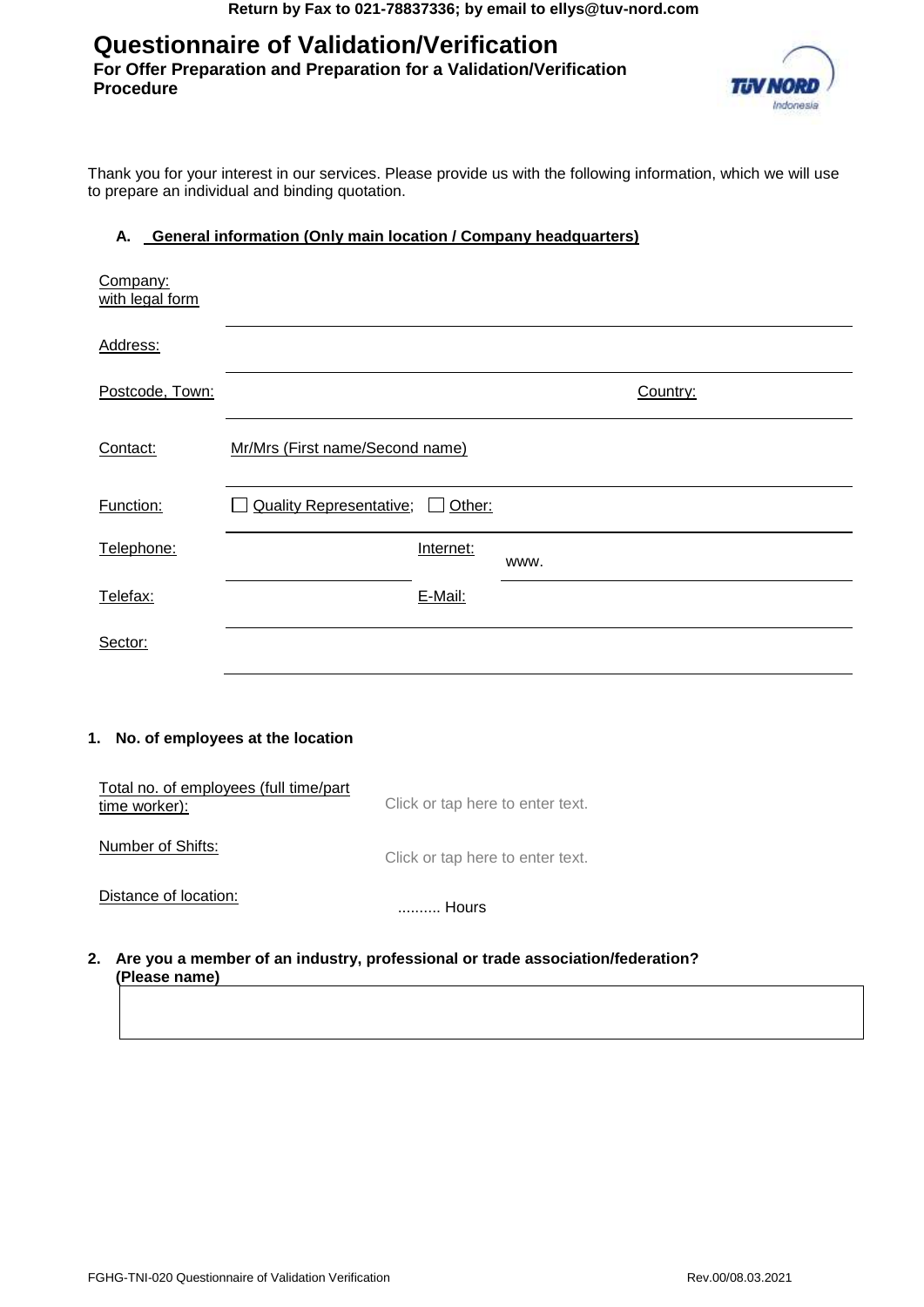Return by Fax to 021-78837336; by email to ellys@tuv-nord.com

# Questionnaire of Validation/Verification

**For Offer Preparation and Preparation for a Validation/Verification Procedure**

Thank you for your interest in our services. Please provide us with the following information, which we will use to prepare an individual and binding quotation.

## A. General information (Only main location / Company headquarters)

| | | | |
|---|---|---|---|
| Company: with legal form | | | |
| Address: | | | |
| Postcode, Town: | | Country: | |
| Contact: | Mr/Mrs (First name/Second name) | | |
| Function: | ☐ Quality Representative; ☐ Other: | | |
| Telephone: | | Internet: | www. |
| Telefax: | | E-Mail: | |
| Sector: | | | |

### 1. No. of employees at the location

| | |
|---|---|
| Total no. of employees (full time/part time worker): | Click or tap here to enter text. |
| Number of Shifts: | Click or tap here to enter text. |
| Distance of location: | .......... Hours |

### 2. Are you a member of an industry, professional or trade association/federation? (Please name)

| |
|---|
| |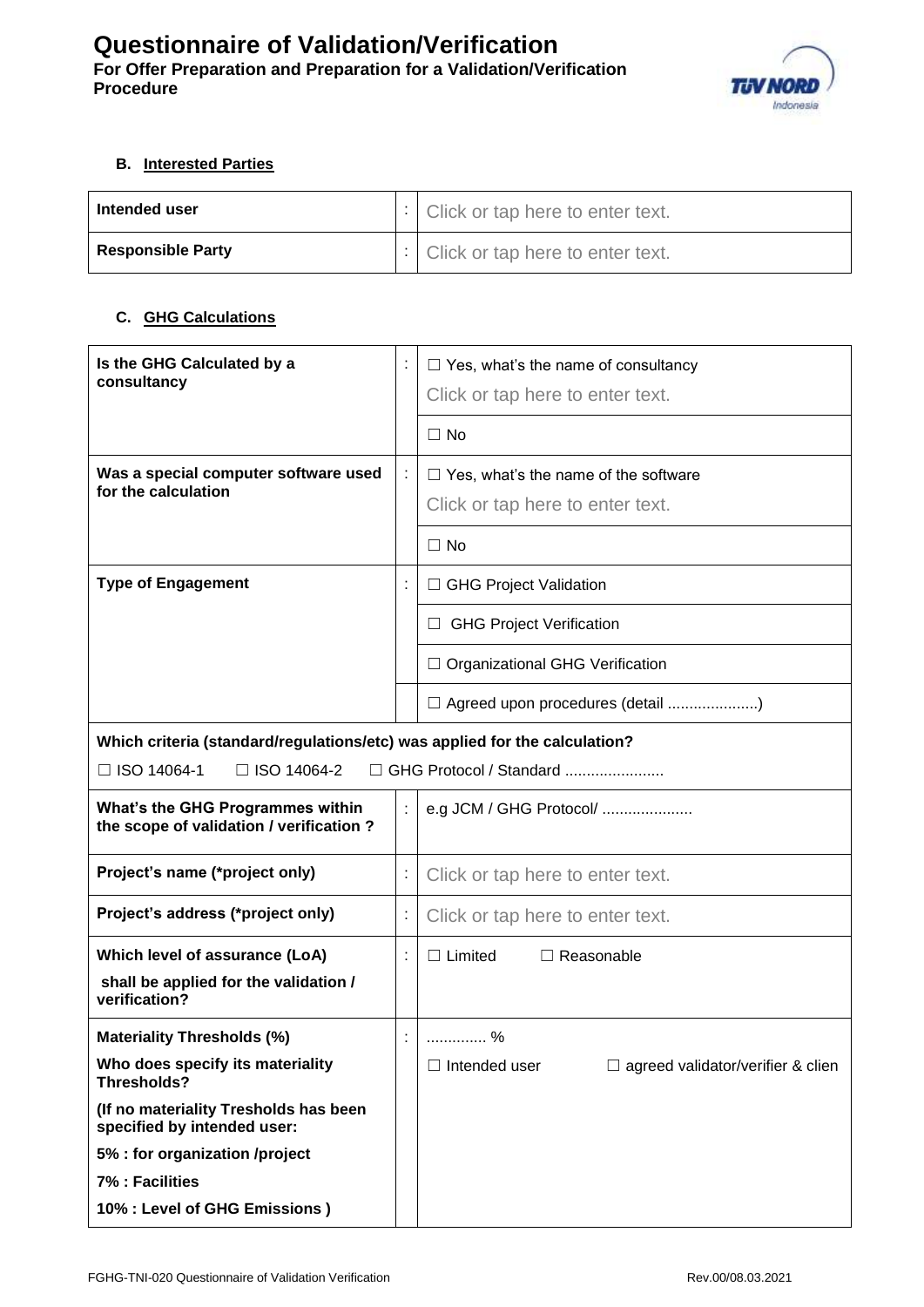# Questionnaire of Validation/Verification

**For Offer Preparation and Preparation for a Validation/Verification Procedure**

**B. Interested Parties**

| | | |
|---|---|---|
| **Intended user** | : | Click or tap here to enter text. |
| **Responsible Party** | : | Click or tap here to enter text. |

**C. GHG Calculations**

| | | |
|---|---|---|
| **Is the GHG Calculated by a consultancy** | : | ☐ Yes, what's the name of consultancy<br>Click or tap here to enter text. |
| | | ☐ No |
| **Was a special computer software used for the calculation** | : | ☐ Yes, what's the name of the software<br>Click or tap here to enter text. |
| | | ☐ No |
| **Type of Engagement** | : | ☐ GHG Project Validation |
| | | ☐ GHG Project Verification |
| | | ☐ Organizational GHG Verification |
| | | ☐ Agreed upon procedures (detail .....................) |
| **Which criteria (standard/regulations/etc) was applied for the calculation?**<br>☐ ISO 14064-1 ☐ ISO 14064-2 ☐ GHG Protocol / Standard ....................... | | |
| **What's the GHG Programmes within the scope of validation / verification ?** | : | e.g JCM / GHG Protocol/ ..................... |
| **Project's name (*project only)** | : | Click or tap here to enter text. |
| **Project's address (*project only)** | : | Click or tap here to enter text. |
| **Which level of assurance (LoA) shall be applied for the validation / verification?** | : | ☐ Limited ☐ Reasonable |
| **Materiality Thresholds (%)**<br>**Who does specify its materiality Thresholds?**<br>**(If no materiality Tresholds has been specified by intended user:**<br>**5% : for organization /project**<br>**7% : Facilities**<br>**10% : Level of GHG Emissions )** | : | ............. %<br>☐ Intended user ☐ agreed validator/verifier & clien |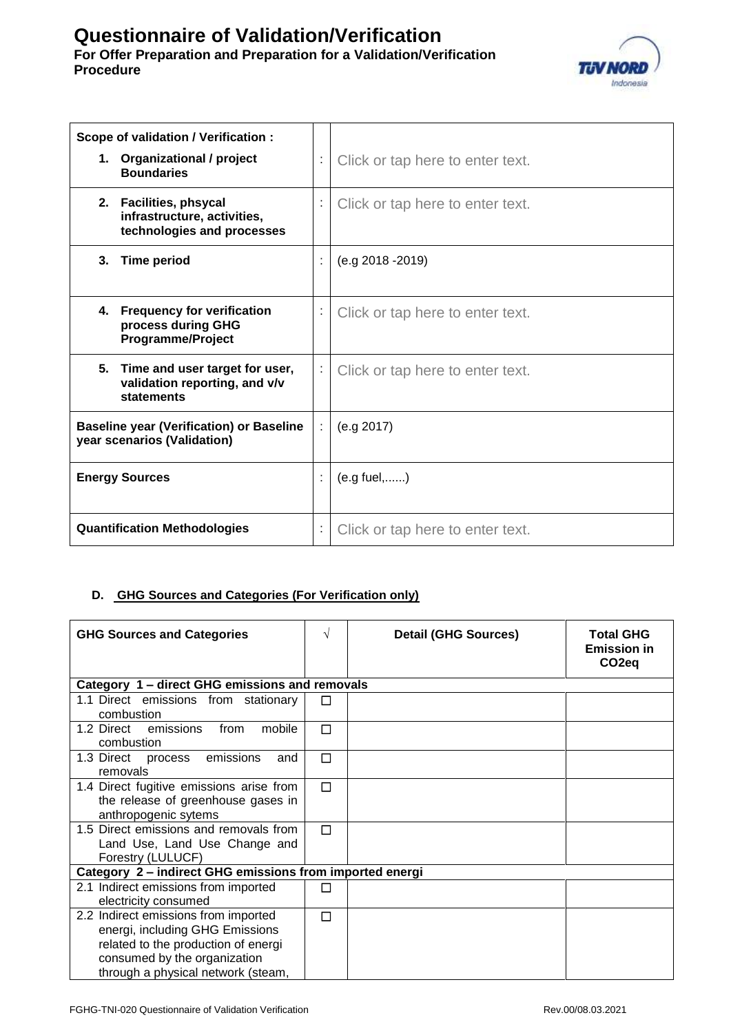# Questionnaire of Validation/Verification

**For Offer Preparation and Preparation for a Validation/Verification Procedure**

| | | |
|---|---|---|
| **Scope of validation / Verification :**<br>1. **Organizational / project Boundaries** | : | Click or tap here to enter text. |
| 2. **Facilities, phsycal infrastructure, activities, technologies and processes** | : | Click or tap here to enter text. |
| 3. **Time period** | : | (e.g 2018 -2019) |
| 4. **Frequency for verification process during GHG Programme/Project** | : | Click or tap here to enter text. |
| 5. **Time and user target for user, validation reporting, and v/v statements** | : | Click or tap here to enter text. |
| **Baseline year (Verification) or Baseline year scenarios (Validation)** | : | (e.g 2017) |
| **Energy Sources** | : | (e.g fuel,......) |
| **Quantification Methodologies** | : | Click or tap here to enter text. |

## D. GHG Sources and Categories (For Verification only)

| GHG Sources and Categories | √ | Detail (GHG Sources) | Total GHG Emission in $CO_2eq$ |
|---|---|---|---|
| **Category 1 – direct GHG emissions and removals** | | | |
| 1.1 Direct emissions from stationary combustion | ☐ | | |
| 1.2 Direct emissions from mobile combustion | ☐ | | |
| 1.3 Direct process emissions and removals | ☐ | | |
| 1.4 Direct fugitive emissions arise from the release of greenhouse gases in anthropogenic sytems | ☐ | | |
| 1.5 Direct emissions and removals from Land Use, Land Use Change and Forestry (LULUCF) | ☐ | | |
| **Category 2 – indirect GHG emissions from imported energi** | | | |
| 2.1 Indirect emissions from imported electricity consumed | ☐ | | |
| 2.2 Indirect emissions from imported energi, including GHG Emissions related to the production of energi consumed by the organization through a physical network (steam, | ☐ | | |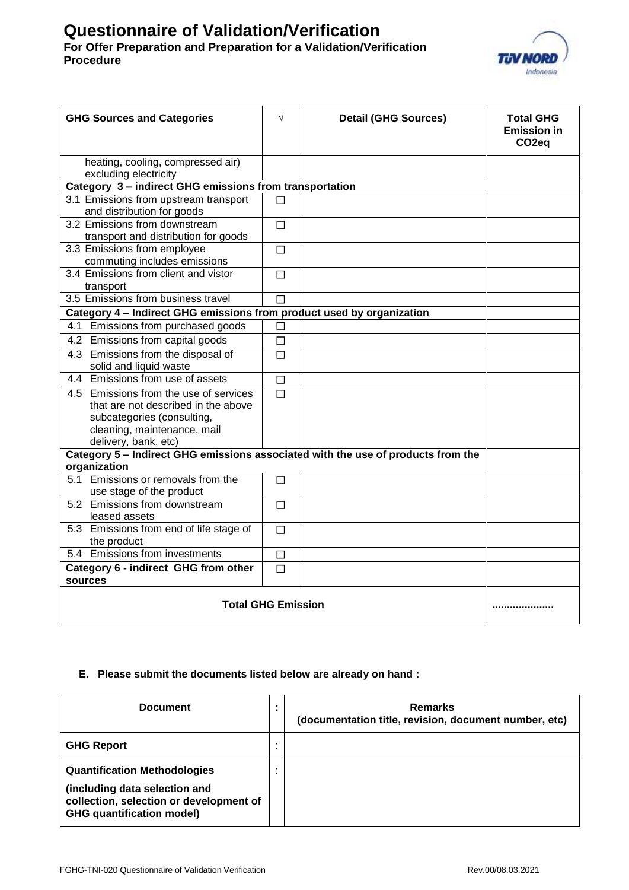# Questionnaire of Validation/Verification

**For Offer Preparation and Preparation for a Validation/Verification Procedure**

| GHG Sources and Categories | √ | Detail (GHG Sources) | Total GHG Emission in $CO_2eq$ |
|---|---|---|---|
| heating, cooling, compressed air) excluding electricity | | | |
| **Category 3 – indirect GHG emissions from transportation** | | | |
| 3.1 Emissions from upstream transport and distribution for goods | ☐ | | |
| 3.2 Emissions from downstream transport and distribution for goods | ☐ | | |
| 3.3 Emissions from employee commuting includes emissions | ☐ | | |
| 3.4 Emissions from client and vistor transport | ☐ | | |
| 3.5 Emissions from business travel | ☐ | | |
| **Category 4 – Indirect GHG emissions from product used by organization** | | | |
| 4.1 Emissions from purchased goods | ☐ | | |
| 4.2 Emissions from capital goods | ☐ | | |
| 4.3 Emissions from the disposal of solid and liquid waste | ☐ | | |
| 4.4 Emissions from use of assets | ☐ | | |
| 4.5 Emissions from the use of services that are not described in the above subcategories (consulting, cleaning, maintenance, mail delivery, bank, etc) | ☐ | | |
| **Category 5 – Indirect GHG emissions associated with the use of products from the organization** | | | |
| 5.1 Emissions or removals from the use stage of the product | ☐ | | |
| 5.2 Emissions from downstream leased assets | ☐ | | |
| 5.3 Emissions from end of life stage of the product | ☐ | | |
| 5.4 Emissions from investments | ☐ | | |
| **Category 6 - indirect GHG from other sources** | ☐ | | |
| **Total GHG Emission** | | | **....................** |

**E. Please submit the documents listed below are already on hand :**

| Document | : | Remarks (documentation title, revision, document number, etc) |
|---|---|---|
| **GHG Report** | : | |
| **Quantification Methodologies** **(including data selection and collection, selection or development of GHG quantification model)** | : | |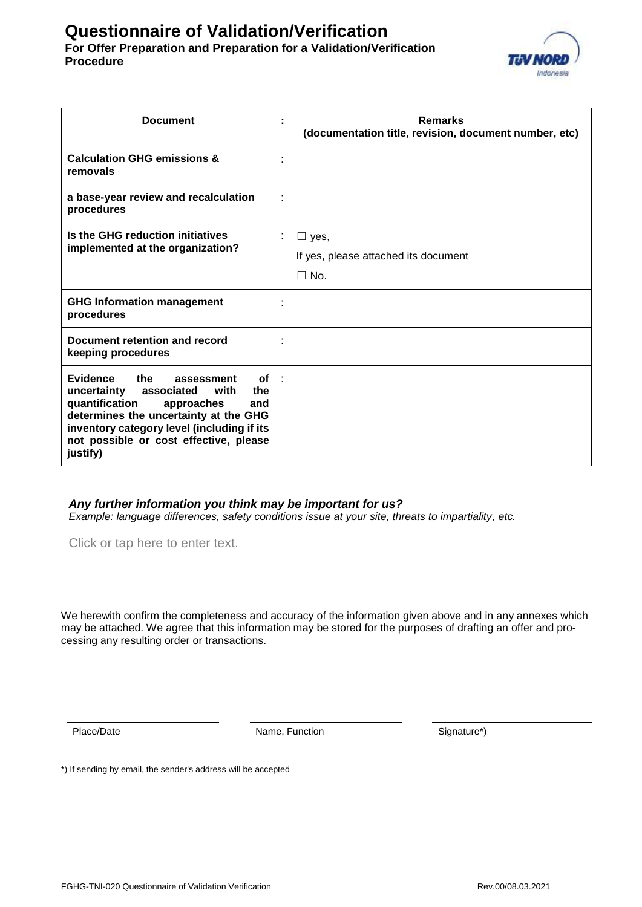# Questionnaire of Validation/Verification

**For Offer Preparation and Preparation for a Validation/Verification Procedure**

| Document | : | Remarks (documentation title, revision, document number, etc) |
|---|---|---|
| **Calculation GHG emissions & removals** | : | |
| **a base-year review and recalculation procedures** | : | |
| **Is the GHG reduction initiatives implemented at the organization?** | : | ☐ yes,<br>If yes, please attached its document<br>☐ No. |
| **GHG Information management procedures** | : | |
| **Document retention and record keeping procedures** | : | |
| **Evidence the assessment of uncertainty associated with the quantification approaches and determines the uncertainty at the GHG inventory category level (including if its not possible or cost effective, please justify)** | : | |

***Any further information you think may be important for us?***

*Example: language differences, safety conditions issue at your site, threats to impartiality, etc.*

Click or tap here to enter text.

We herewith confirm the completeness and accuracy of the information given above and in any annexes which may be attached. We agree that this information may be stored for the purposes of drafting an offer and processing any resulting order or transactions.

| Place/Date | Name, Function | Signature*) |
|---|---|---|

*) If sending by email, the sender's address will be accepted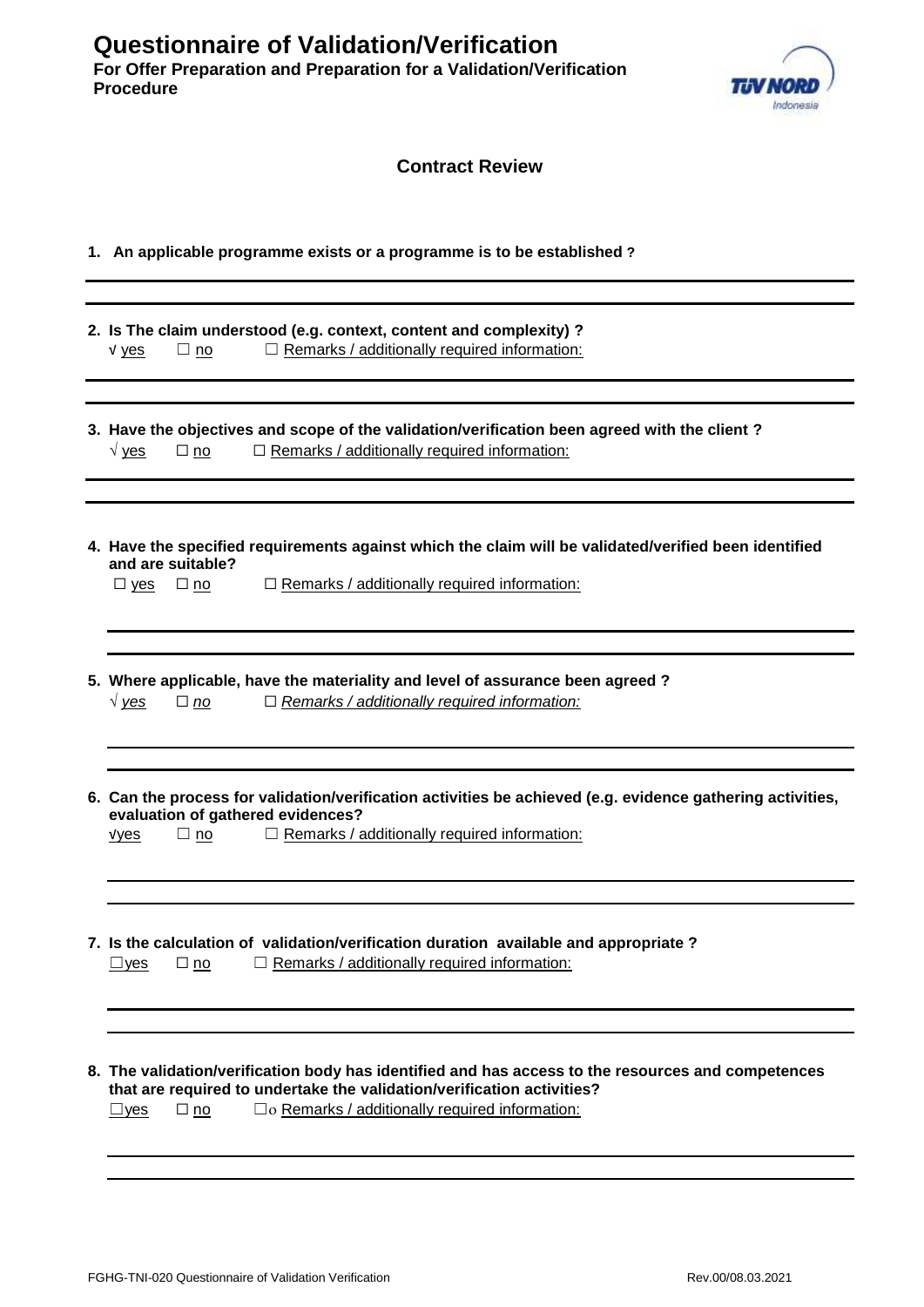# Questionnaire of Validation/Verification

**For Offer Preparation and Preparation for a Validation/Verification Procedure**

## Contract Review

1. **An applicable programme exists or a programme is to be established ?**

---

2. **Is The claim understood (e.g. context, content and complexity) ?**

   √ yes ☐ no ☐ Remarks / additionally required information:

---

3. **Have the objectives and scope of the validation/verification been agreed with the client ?**

   √ yes ☐ no ☐ Remarks / additionally required information:

---

4. **Have the specified requirements against which the claim will be validated/verified been identified and are suitable?**

   ☐ yes ☐ no ☐ Remarks / additionally required information:

---

5. **Where applicable, have the materiality and level of assurance been agreed ?**

   √ *yes* ☐ *no* ☐ *Remarks / additionally required information:*

---

6. **Can the process for validation/verification activities be achieved (e.g. evidence gathering activities, evaluation of gathered evidences?**

   √yes ☐ no ☐ Remarks / additionally required information:

---

7. **Is the calculation of validation/verification duration available and appropriate ?**

   ☐yes ☐ no ☐ Remarks / additionally required information:

---

8. **The validation/verification body has identified and has access to the resources and competences that are required to undertake the validation/verification activities?**

   ☐yes ☐ no ☐o Remarks / additionally required information:

---

FGHG-TNI-020 Questionnaire of Validation Verification Rev.00/08.03.2021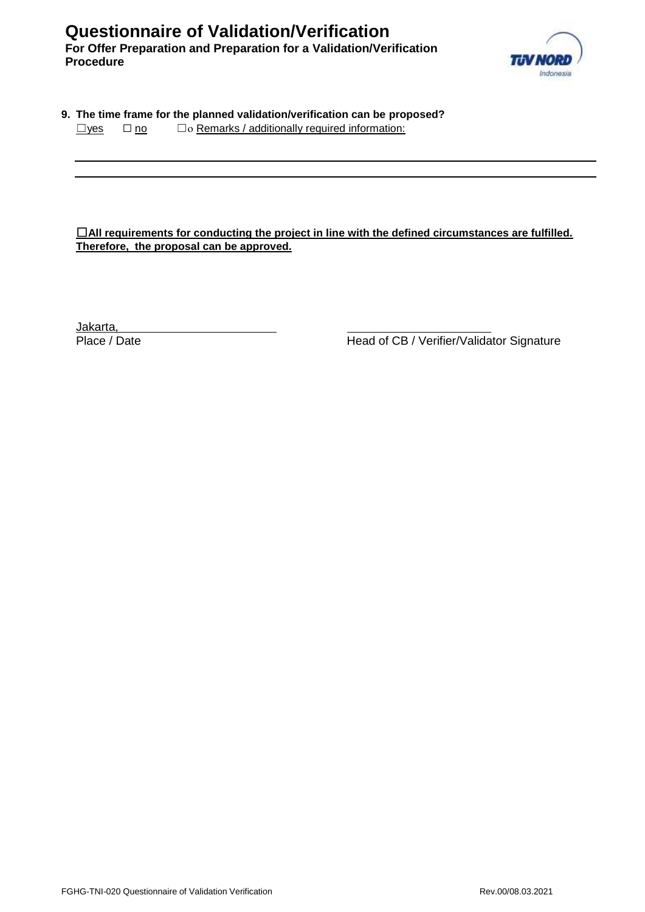**9. The time frame for the planned validation/verification can be proposed?**

☐yes ☐ no ☐o Remarks / additionally required information:

______________________________________________________________________

______________________________________________________________________

**☐All requirements for conducting the project in line with the defined circumstances are fulfilled. Therefore, the proposal can be approved.**

Jakarta, ______________________

Place / Date

______________________

Head of CB / Verifier/Validator Signature